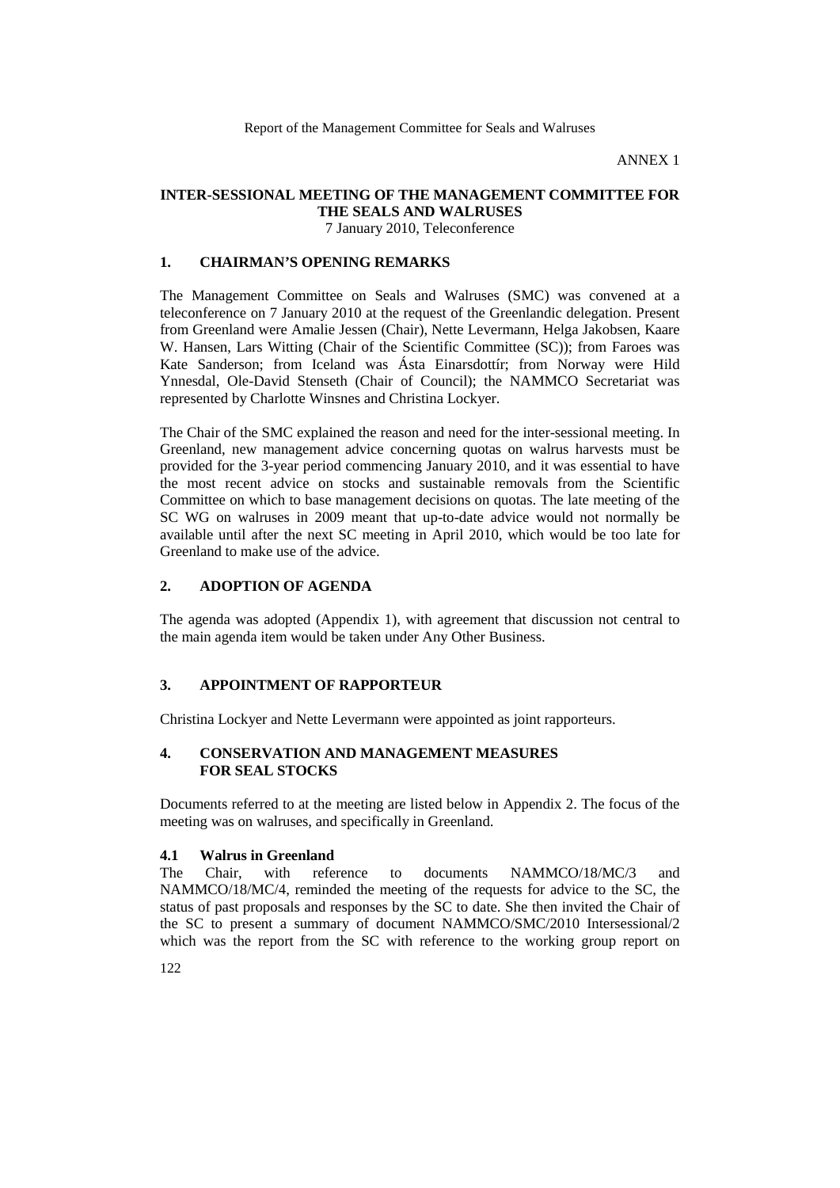ANNEX 1

# INTER-SESSIONAL MEETING OF THE MANAGEMENT COMMITTEE FOR THE SEALS AND WALRUSES

7 January 2010, Teleconference

## 1. CHAIRMAN'S OPENING REMARKS

The Management Committee on Seals and Walruses (SMC) was convened at a teleconference on 7 January 2010 at the request of the Greenlandic delegation. Present from Greenland were Amalie Jessen (Chair), Nette Levermann, Helga Jakobsen, Kaare W. Hansen, Lars Witting (Chair of the Scientific Committee (SC)); from Faroes was Kate Sanderson; from Iceland was Ásta Einarsdottír; from Norway were Hild Ynnesdal, Ole-David Stenseth (Chair of Council); the NAMMCO Secretariat was represented by Charlotte Winsnes and Christina Lockyer.

The Chair of the SMC explained the reason and need for the inter-sessional meeting. In Greenland, new management advice concerning quotas on walrus harvests must be provided for the 3-year period commencing January 2010, and it was essential to have the most recent advice on stocks and sustainable removals from the Scientific Committee on which to base management decisions on quotas. The late meeting of the SC WG on walruses in 2009 meant that up-to-date advice would not normally be available until after the next SC meeting in April 2010, which would be too late for Greenland to make use of the advice.

## 2. ADOPTION OF AGENDA

The agenda was adopted (Appendix 1), with agreement that discussion not central to the main agenda item would be taken under Any Other Business.

## 3. APPOINTMENT OF RAPPORTEUR

Christina Lockyer and Nette Levermann were appointed as joint rapporteurs.

## 4. CONSERVATION AND MANAGEMENT MEASURES FOR SEAL STOCKS

Documents referred to at the meeting are listed below in Appendix 2. The focus of the meeting was on walruses, and specifically in Greenland.

### 4.1 Walrus in Greenland

The Chair, with reference to documents NAMMCO/18/MC/3 and NAMMCO/18/MC/4, reminded the meeting of the requests for advice to the SC, the status of past proposals and responses by the SC to date. She then invited the Chair of the SC to present a summary of document NAMMCO/SMC/2010 Intersessional/2 which was the report from the SC with reference to the working group report on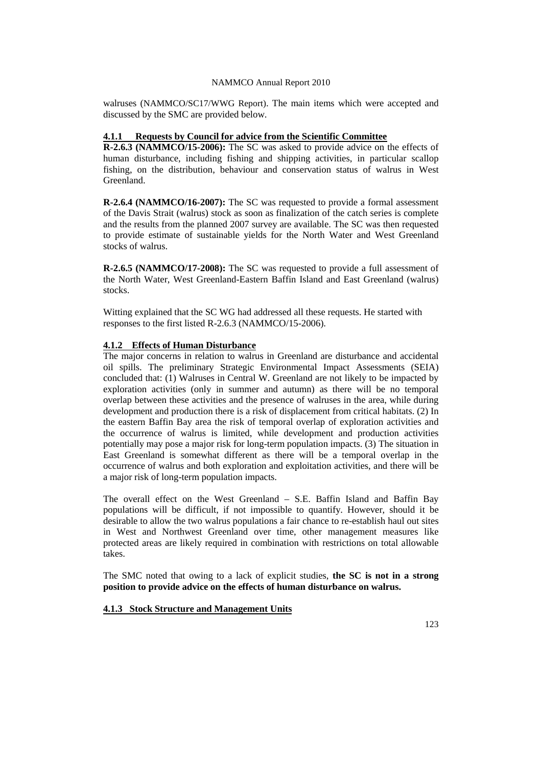walruses (NAMMCO/SC17/WWG Report). The main items which were accepted and discussed by the SMC are provided below.

#### 4.1.1 Requests by Council for advice from the Scientific Committee

**R-2.6.3 (NAMMCO/15-2006):** The SC was asked to provide advice on the effects of human disturbance, including fishing and shipping activities, in particular scallop fishing, on the distribution, behaviour and conservation status of walrus in West Greenland.

**R-2.6.4 (NAMMCO/16-2007):** The SC was requested to provide a formal assessment of the Davis Strait (walrus) stock as soon as finalization of the catch series is complete and the results from the planned 2007 survey are available. The SC was then requested to provide estimate of sustainable yields for the North Water and West Greenland stocks of walrus.

**R-2.6.5 (NAMMCO/17-2008):** The SC was requested to provide a full assessment of the North Water, West Greenland-Eastern Baffin Island and East Greenland (walrus) stocks.

Witting explained that the SC WG had addressed all these requests. He started with responses to the first listed R-2.6.3 (NAMMCO/15-2006).

#### 4.1.2 Effects of Human Disturbance

The major concerns in relation to walrus in Greenland are disturbance and accidental oil spills. The preliminary Strategic Environmental Impact Assessments (SEIA) concluded that: (1) Walruses in Central W. Greenland are not likely to be impacted by exploration activities (only in summer and autumn) as there will be no temporal overlap between these activities and the presence of walruses in the area, while during development and production there is a risk of displacement from critical habitats. (2) In the eastern Baffin Bay area the risk of temporal overlap of exploration activities and the occurrence of walrus is limited, while development and production activities potentially may pose a major risk for long-term population impacts. (3) The situation in East Greenland is somewhat different as there will be a temporal overlap in the occurrence of walrus and both exploration and exploitation activities, and there will be a major risk of long-term population impacts.

The overall effect on the West Greenland – S.E. Baffin Island and Baffin Bay populations will be difficult, if not impossible to quantify. However, should it be desirable to allow the two walrus populations a fair chance to re-establish haul out sites in West and Northwest Greenland over time, other management measures like protected areas are likely required in combination with restrictions on total allowable takes.

The SMC noted that owing to a lack of explicit studies, **the SC is not in a strong position to provide advice on the effects of human disturbance on walrus.**

#### 4.1.3 Stock Structure and Management Units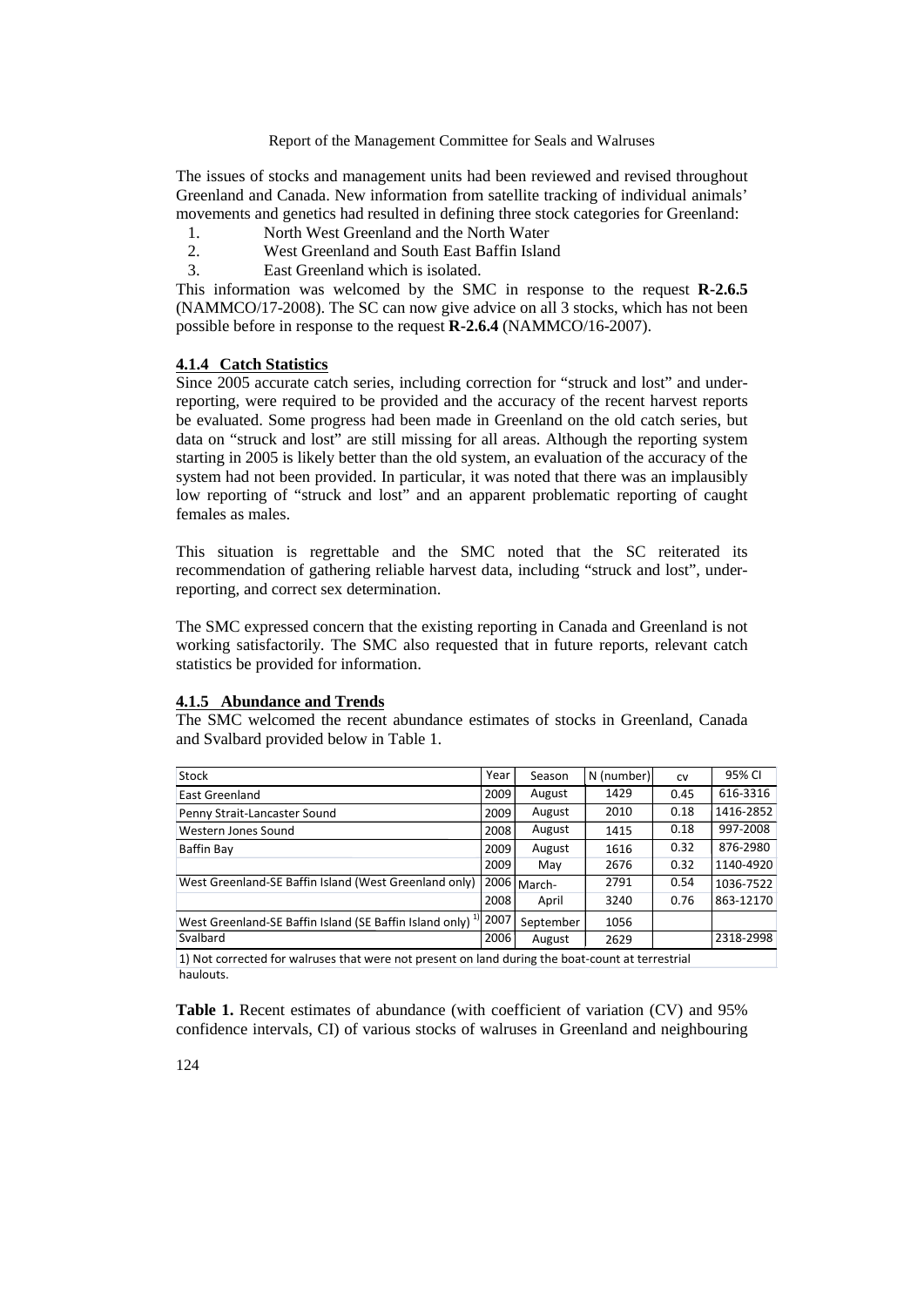The issues of stocks and management units had been reviewed and revised throughout Greenland and Canada. New information from satellite tracking of individual animals' movements and genetics had resulted in defining three stock categories for Greenland:

1. North West Greenland and the North Water
2. West Greenland and South East Baffin Island
3. East Greenland which is isolated.

This information was welcomed by the SMC in response to the request **R-2.6.5** (NAMMCO/17-2008). The SC can now give advice on all 3 stocks, which has not been possible before in response to the request **R-2.6.4** (NAMMCO/16-2007).

### 4.1.4 Catch Statistics

Since 2005 accurate catch series, including correction for "struck and lost" and under-reporting, were required to be provided and the accuracy of the recent harvest reports be evaluated. Some progress had been made in Greenland on the old catch series, but data on "struck and lost" are still missing for all areas. Although the reporting system starting in 2005 is likely better than the old system, an evaluation of the accuracy of the system had not been provided. In particular, it was noted that there was an implausibly low reporting of "struck and lost" and an apparent problematic reporting of caught females as males.

This situation is regrettable and the SMC noted that the SC reiterated its recommendation of gathering reliable harvest data, including "struck and lost", under-reporting, and correct sex determination.

The SMC expressed concern that the existing reporting in Canada and Greenland is not working satisfactorily. The SMC also requested that in future reports, relevant catch statistics be provided for information.

### 4.1.5 Abundance and Trends

The SMC welcomed the recent abundance estimates of stocks in Greenland, Canada and Svalbard provided below in Table 1.

| Stock | Year | Season | N (number) | cv | 95% CI |
|---|---|---|---|---|---|
| East Greenland | 2009 | August | 1429 | 0.45 | 616-3316 |
| Penny Strait-Lancaster Sound | 2009 | August | 2010 | 0.18 | 1416-2852 |
| Western Jones Sound | 2008 | August | 1415 | 0.18 | 997-2008 |
| Baffin Bay | 2009 | August | 1616 | 0.32 | 876-2980 |
| | 2009 | May | 2676 | 0.32 | 1140-4920 |
| West Greenland-SE Baffin Island (West Greenland only) | 2006 | March- | 2791 | 0.54 | 1036-7522 |
| | 2008 | April | 3240 | 0.76 | 863-12170 |
| West Greenland-SE Baffin Island (SE Baffin Island only) [1] | 2007 | September | 1056 | | |
| Svalbard | 2006 | August | 2629 | | 2318-2998 |

1) Not corrected for walruses that were not present on land during the boat-count at terrestrial haulouts.

**Table 1.** Recent estimates of abundance (with coefficient of variation (CV) and 95% confidence intervals, CI) of various stocks of walruses in Greenland and neighbouring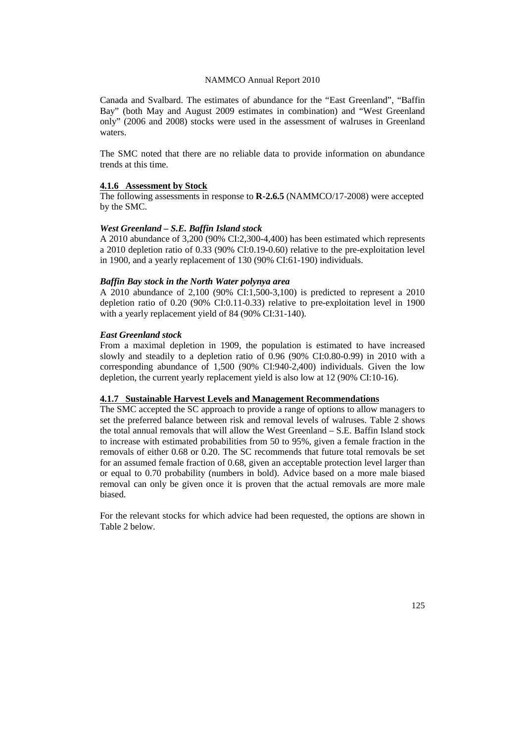Canada and Svalbard. The estimates of abundance for the "East Greenland", "Baffin Bay" (both May and August 2009 estimates in combination) and "West Greenland only" (2006 and 2008) stocks were used in the assessment of walruses in Greenland waters.

The SMC noted that there are no reliable data to provide information on abundance trends at this time.

### 4.1.6 Assessment by Stock

The following assessments in response to **R-2.6.5** (NAMMCO/17-2008) were accepted by the SMC.

***West Greenland – S.E. Baffin Island stock***

A 2010 abundance of 3,200 (90% CI:2,300-4,400) has been estimated which represents a 2010 depletion ratio of 0.33 (90% CI:0.19-0.60) relative to the pre-exploitation level in 1900, and a yearly replacement of 130 (90% CI:61-190) individuals.

***Baffin Bay stock in the North Water polynya area***

A 2010 abundance of 2,100 (90% CI:1,500-3,100) is predicted to represent a 2010 depletion ratio of 0.20 (90% CI:0.11-0.33) relative to pre-exploitation level in 1900 with a yearly replacement yield of 84 (90% CI:31-140).

***East Greenland stock***

From a maximal depletion in 1909, the population is estimated to have increased slowly and steadily to a depletion ratio of 0.96 (90% CI:0.80-0.99) in 2010 with a corresponding abundance of 1,500 (90% CI:940-2,400) individuals. Given the low depletion, the current yearly replacement yield is also low at 12 (90% CI:10-16).

### 4.1.7 Sustainable Harvest Levels and Management Recommendations

The SMC accepted the SC approach to provide a range of options to allow managers to set the preferred balance between risk and removal levels of walruses. Table 2 shows the total annual removals that will allow the West Greenland – S.E. Baffin Island stock to increase with estimated probabilities from 50 to 95%, given a female fraction in the removals of either 0.68 or 0.20. The SC recommends that future total removals be set for an assumed female fraction of 0.68, given an acceptable protection level larger than or equal to 0.70 probability (numbers in bold). Advice based on a more male biased removal can only be given once it is proven that the actual removals are more male biased.

For the relevant stocks for which advice had been requested, the options are shown in Table 2 below.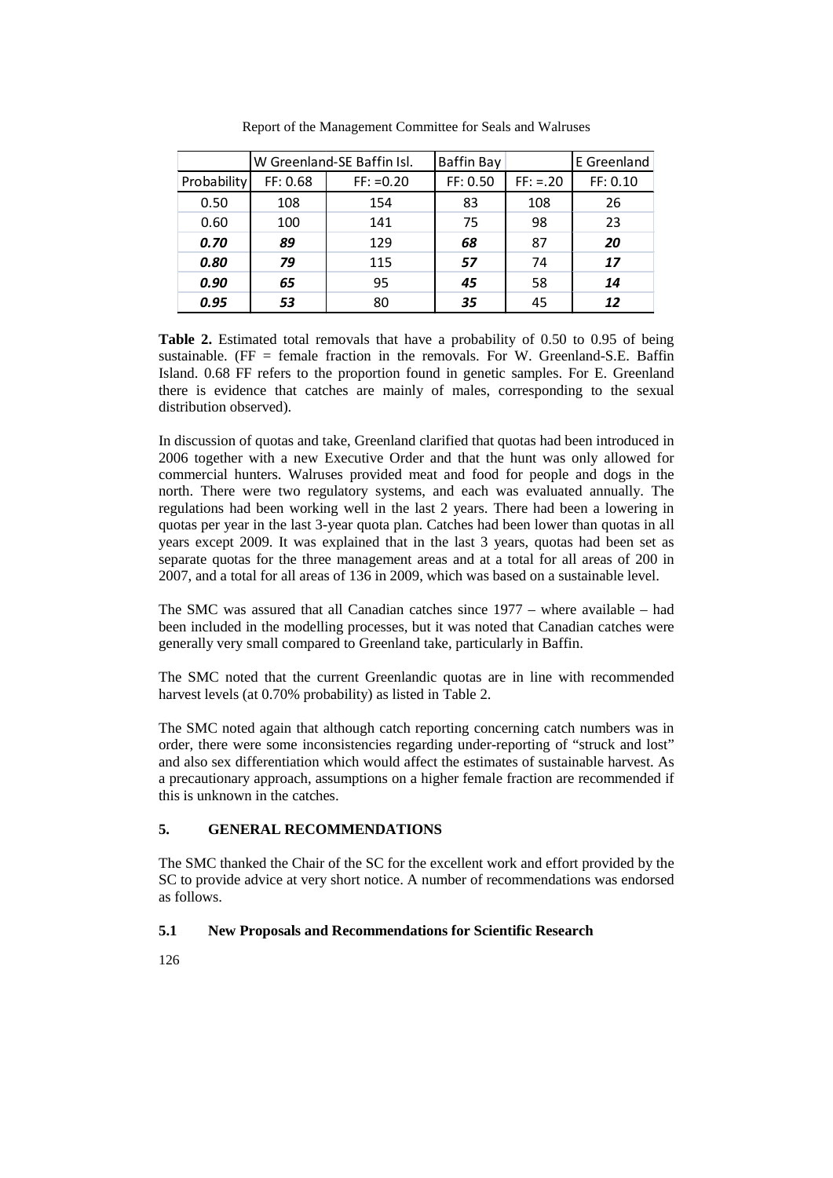| | W Greenland-SE Baffin Isl. | | Baffin Bay | | E Greenland |
|---|---|---|---|---|---|
| Probability | FF: 0.68 | FF: =0.20 | FF: 0.50 | FF: =.20 | FF: 0.10 |
| 0.50 | 108 | 154 | 83 | 108 | 26 |
| 0.60 | 100 | 141 | 75 | 98 | 23 |
| ***0.70*** | ***89*** | 129 | ***68*** | 87 | ***20*** |
| ***0.80*** | ***79*** | 115 | ***57*** | 74 | ***17*** |
| ***0.90*** | ***65*** | 95 | ***45*** | 58 | ***14*** |
| ***0.95*** | ***53*** | 80 | ***35*** | 45 | ***12*** |

**Table 2.** Estimated total removals that have a probability of 0.50 to 0.95 of being sustainable. (FF = female fraction in the removals. For W. Greenland-S.E. Baffin Island. 0.68 FF refers to the proportion found in genetic samples. For E. Greenland there is evidence that catches are mainly of males, corresponding to the sexual distribution observed).

In discussion of quotas and take, Greenland clarified that quotas had been introduced in 2006 together with a new Executive Order and that the hunt was only allowed for commercial hunters. Walruses provided meat and food for people and dogs in the north. There were two regulatory systems, and each was evaluated annually. The regulations had been working well in the last 2 years. There had been a lowering in quotas per year in the last 3-year quota plan. Catches had been lower than quotas in all years except 2009. It was explained that in the last 3 years, quotas had been set as separate quotas for the three management areas and at a total for all areas of 200 in 2007, and a total for all areas of 136 in 2009, which was based on a sustainable level.

The SMC was assured that all Canadian catches since 1977 – where available – had been included in the modelling processes, but it was noted that Canadian catches were generally very small compared to Greenland take, particularly in Baffin.

The SMC noted that the current Greenlandic quotas are in line with recommended harvest levels (at 0.70% probability) as listed in Table 2.

The SMC noted again that although catch reporting concerning catch numbers was in order, there were some inconsistencies regarding under-reporting of "struck and lost" and also sex differentiation which would affect the estimates of sustainable harvest. As a precautionary approach, assumptions on a higher female fraction are recommended if this is unknown in the catches.

## 5. GENERAL RECOMMENDATIONS

The SMC thanked the Chair of the SC for the excellent work and effort provided by the SC to provide advice at very short notice. A number of recommendations was endorsed as follows.

### 5.1 New Proposals and Recommendations for Scientific Research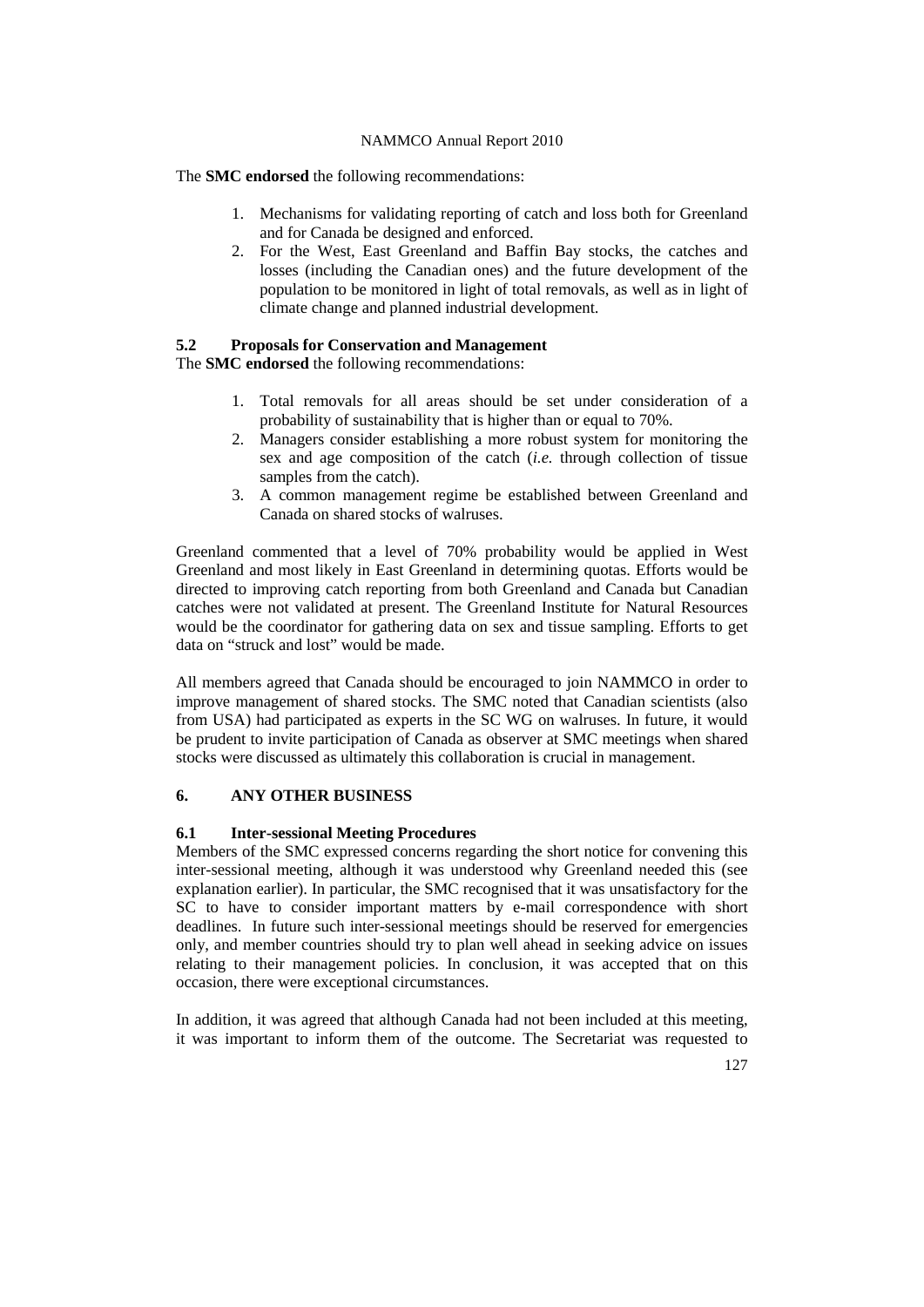The **SMC endorsed** the following recommendations:

1. Mechanisms for validating reporting of catch and loss both for Greenland and for Canada be designed and enforced.
2. For the West, East Greenland and Baffin Bay stocks, the catches and losses (including the Canadian ones) and the future development of the population to be monitored in light of total removals, as well as in light of climate change and planned industrial development.

### 5.2 Proposals for Conservation and Management

The **SMC endorsed** the following recommendations:

1. Total removals for all areas should be set under consideration of a probability of sustainability that is higher than or equal to 70%.
2. Managers consider establishing a more robust system for monitoring the sex and age composition of the catch (*i.e.* through collection of tissue samples from the catch).
3. A common management regime be established between Greenland and Canada on shared stocks of walruses.

Greenland commented that a level of 70% probability would be applied in West Greenland and most likely in East Greenland in determining quotas. Efforts would be directed to improving catch reporting from both Greenland and Canada but Canadian catches were not validated at present. The Greenland Institute for Natural Resources would be the coordinator for gathering data on sex and tissue sampling. Efforts to get data on "struck and lost" would be made.

All members agreed that Canada should be encouraged to join NAMMCO in order to improve management of shared stocks. The SMC noted that Canadian scientists (also from USA) had participated as experts in the SC WG on walruses. In future, it would be prudent to invite participation of Canada as observer at SMC meetings when shared stocks were discussed as ultimately this collaboration is crucial in management.

## 6. ANY OTHER BUSINESS

### 6.1 Inter-sessional Meeting Procedures

Members of the SMC expressed concerns regarding the short notice for convening this inter-sessional meeting, although it was understood why Greenland needed this (see explanation earlier). In particular, the SMC recognised that it was unsatisfactory for the SC to have to consider important matters by e-mail correspondence with short deadlines. In future such inter-sessional meetings should be reserved for emergencies only, and member countries should try to plan well ahead in seeking advice on issues relating to their management policies. In conclusion, it was accepted that on this occasion, there were exceptional circumstances.

In addition, it was agreed that although Canada had not been included at this meeting, it was important to inform them of the outcome. The Secretariat was requested to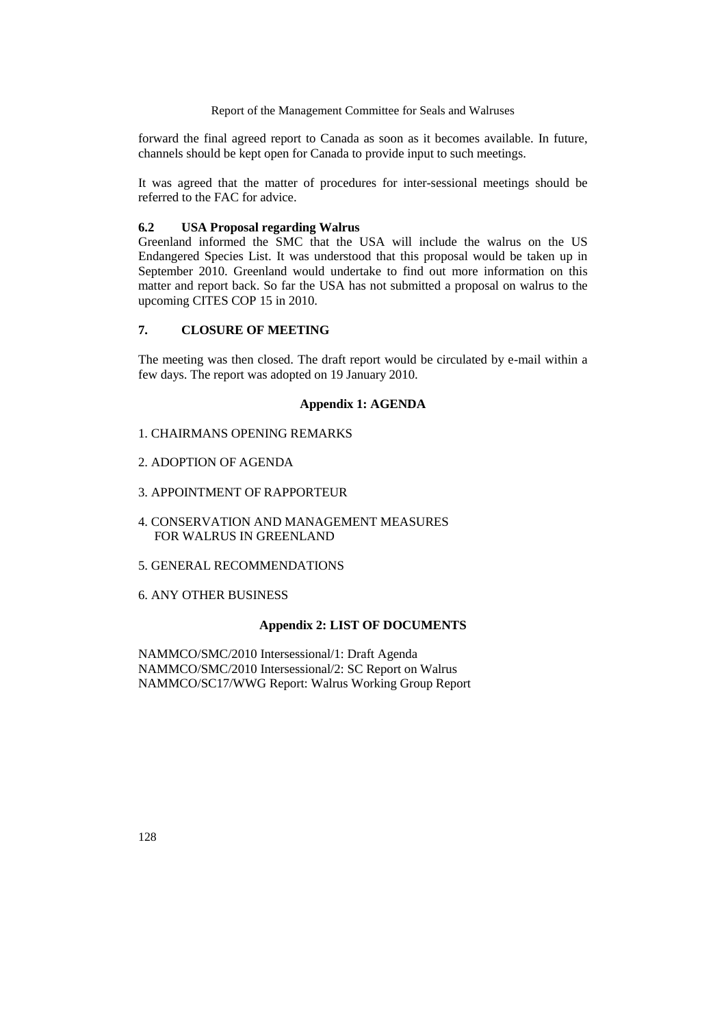forward the final agreed report to Canada as soon as it becomes available. In future, channels should be kept open for Canada to provide input to such meetings.

It was agreed that the matter of procedures for inter-sessional meetings should be referred to the FAC for advice.

### 6.2 USA Proposal regarding Walrus

Greenland informed the SMC that the USA will include the walrus on the US Endangered Species List. It was understood that this proposal would be taken up in September 2010. Greenland would undertake to find out more information on this matter and report back. So far the USA has not submitted a proposal on walrus to the upcoming CITES COP 15 in 2010.

## 7. CLOSURE OF MEETING

The meeting was then closed. The draft report would be circulated by e-mail within a few days. The report was adopted on 19 January 2010.

## Appendix 1: AGENDA

1. CHAIRMANS OPENING REMARKS

2. ADOPTION OF AGENDA

3. APPOINTMENT OF RAPPORTEUR

4. CONSERVATION AND MANAGEMENT MEASURES FOR WALRUS IN GREENLAND

5. GENERAL RECOMMENDATIONS

6. ANY OTHER BUSINESS

## Appendix 2: LIST OF DOCUMENTS

NAMMCO/SMC/2010 Intersessional/1: Draft Agenda
NAMMCO/SMC/2010 Intersessional/2: SC Report on Walrus
NAMMCO/SC17/WWG Report: Walrus Working Group Report